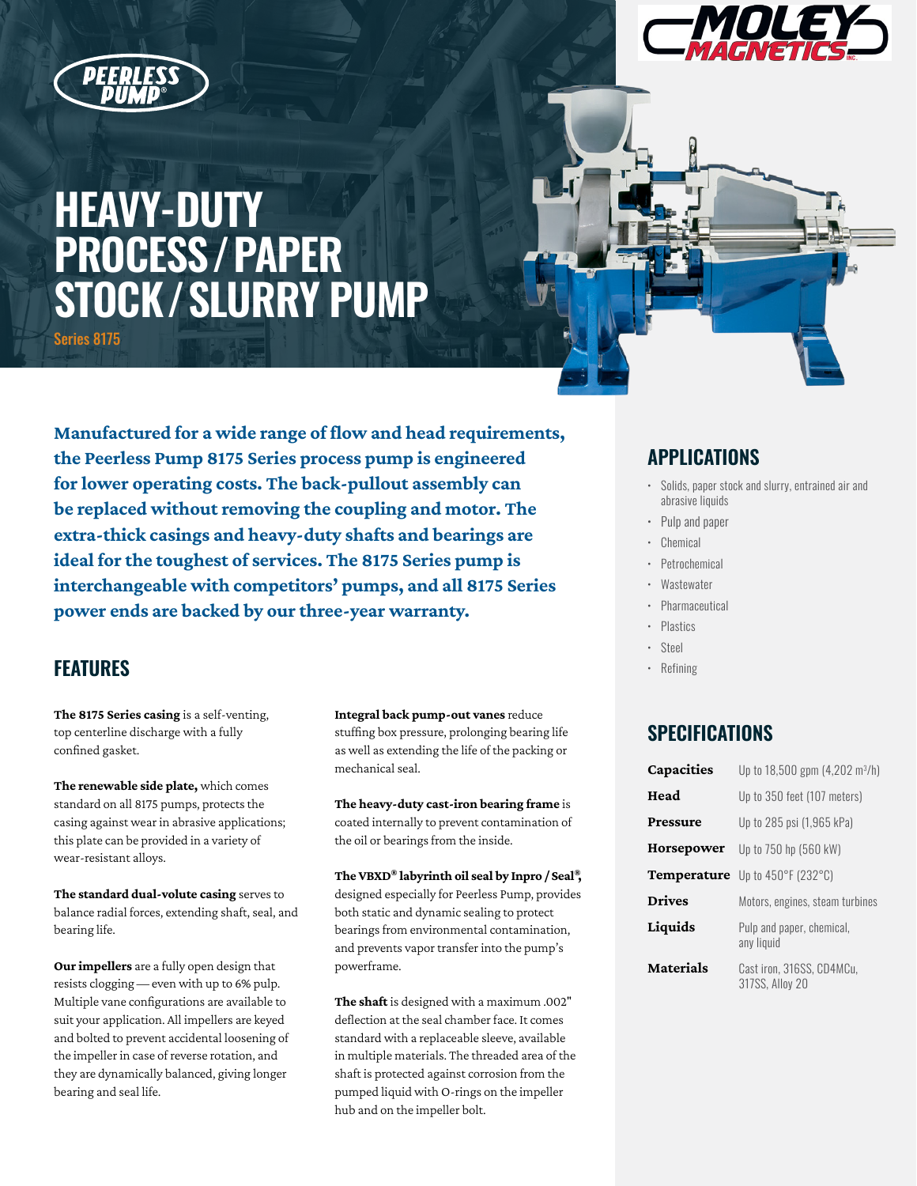# HEAVY-DUTY PROCESS / PAPER STOCK / SLURRY PUMP

Series 8175

**Manufactured for a wide range of flow and head requirements, the Peerless Pump 8175 Series process pump is engineered for lower operating costs. The back-pullout assembly can be replaced without removing the coupling and motor. The extra-thick casings and heavy-duty shafts and bearings are ideal for the toughest of services. The 8175 Series pump is interchangeable with competitors' pumps, and all 8175 Series power ends are backed by our three-year warranty.**

## FEATURES

**The 8175 Series casing** is a self-venting, top centerline discharge with a fully confined gasket.

**The renewable side plate,** which comes standard on all 8175 pumps, protects the casing against wear in abrasive applications; this plate can be provided in a variety of wear-resistant alloys.

**The standard dual-volute casing** serves to balance radial forces, extending shaft, seal, and bearing life.

**Our impellers** are a fully open design that resists clogging — even with up to 6% pulp. Multiple vane configurations are available to suit your application. All impellers are keyed and bolted to prevent accidental loosening of the impeller in case of reverse rotation, and they are dynamically balanced, giving longer bearing and seal life.

**Integral back pump-out vanes** reduce stuffing box pressure, prolonging bearing life as well as extending the life of the packing or mechanical seal.

**The heavy-duty cast-iron bearing frame** is coated internally to prevent contamination of the oil or bearings from the inside.

**The VBXD® labyrinth oil seal by Inpro / Seal®,** designed especially for Peerless Pump, provides both static and dynamic sealing to protect bearings from environmental contamination, and prevents vapor transfer into the pump's powerframe.

**The shaft** is designed with a maximum .002" deflection at the seal chamber face. It comes standard with a replaceable sleeve, available in multiple materials. The threaded area of the shaft is protected against corrosion from the pumped liquid with O-rings on the impeller hub and on the impeller bolt.

## APPLICATIONS

- Solids, paper stock and slurry, entrained air and abrasive liquids
- Pulp and paper
- Chemical
- Petrochemical
- Wastewater
- Pharmaceutical
- Plastics
- Steel
- Refining

## SPECIFICATIONS

| | |
|---|---|
| **Capacities** | Up to 18,500 gpm (4,202 m³/h) |
| **Head** | Up to 350 feet (107 meters) |
| **Pressure** | Up to 285 psi (1,965 kPa) |
| **Horsepower** | Up to 750 hp (560 kW) |
| **Temperature** | Up to 450°F (232°C) |
| **Drives** | Motors, engines, steam turbines |
| **Liquids** | Pulp and paper, chemical, any liquid |
| **Materials** | Cast iron, 316SS, CD4MCu, 317SS, Alloy 20 |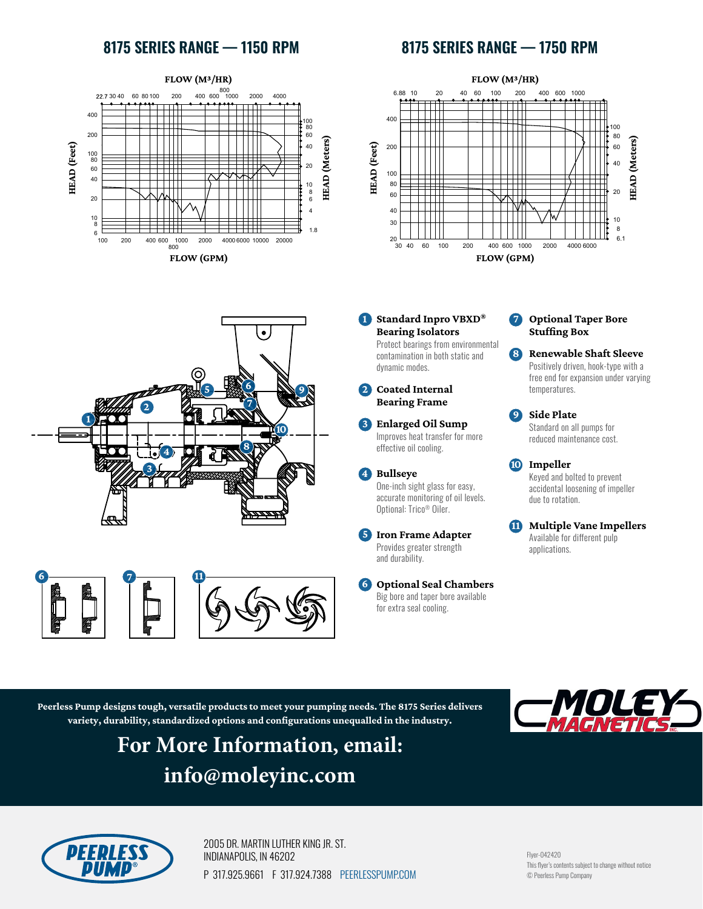## 8175 SERIES RANGE — 1150 RPM

FLOW (M³/HR)

22.7 30 40 60 80 100 200 400 600 800 1000 2000 4000

HEAD (Feet)

400
200
100
80
60
40
20
10
8
6

HEAD (Meters)

100
80
60
40
20
10
8
6
4
1.8

100 200 400 600 800 1000 2000 4000 6000 10000 20000

FLOW (GPM)

## 8175 SERIES RANGE — 1750 RPM

FLOW (M³/HR)

6.88 10 20 40 60 100 200 400 600 1000

HEAD (Feet)

400
200
100
80
60
40
30
20

HEAD (Meters)

100
80
60
40
20
10
8
6.1

30 40 60 100 200 400 600 1000 2000 4000 6000

FLOW (GPM)

**1 Standard Inpro VBXD® Bearing Isolators**
Protect bearings from environmental contamination in both static and dynamic modes.

**2 Coated Internal Bearing Frame**

**3 Enlarged Oil Sump**
Improves heat transfer for more effective oil cooling.

**4 Bullseye**
One-inch sight glass for easy, accurate monitoring of oil levels. Optional: Trico® Oiler.

**5 Iron Frame Adapter**
Provides greater strength and durability.

**6 Optional Seal Chambers**
Big bore and taper bore available for extra seal cooling.

**7 Optional Taper Bore Stuffing Box**

**8 Renewable Shaft Sleeve**
Positively driven, hook-type with a free end for expansion under varying temperatures.

**9 Side Plate**
Standard on all pumps for reduced maintenance cost.

**10 Impeller**
Keyed and bolted to prevent accidental loosening of impeller due to rotation.

**11 Multiple Vane Impellers**
Available for different pulp applications.

**Peerless Pump designs tough, versatile products to meet your pumping needs. The 8175 Series delivers variety, durability, standardized options and configurations unequalled in the industry.**

# For More Information, email: info@moleyinc.com

MOLEY MAGNETICS INC.

PEERLESS PUMP®

2005 DR. MARTIN LUTHER KING JR. ST.
INDIANAPOLIS, IN 46202

P 317.925.9661 F 317.924.7388 PEERLESSPUMP.COM

Flyer-042420
This flyer's contents subject to change without notice
© Peerless Pump Company